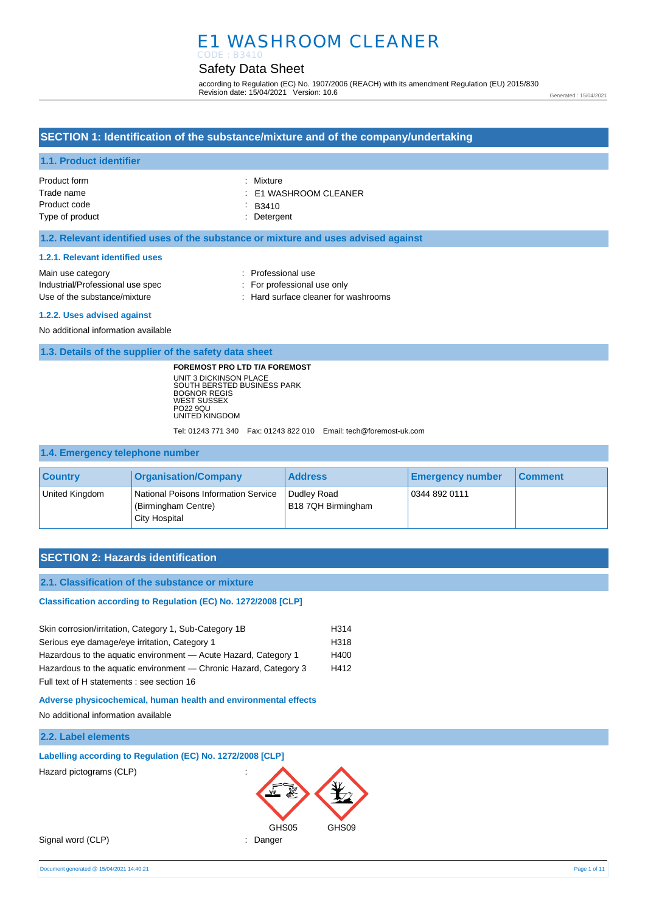# E1 WASHROOM CLEANER

CODE : B3410

## Safety Data Sheet

according to Regulation (EC) No. 1907/2006 (REACH) with its amendment Regulation (EU) 2015/830
Revision date: 15/04/2021 Version: 10.6

Generated : 15/04/2021

## SECTION 1: Identification of the substance/mixture and of the company/undertaking

### 1.1. Product identifier

Product form : Mixture
Trade name : E1 WASHROOM CLEANER
Product code : B3410
Type of product : Detergent

### 1.2. Relevant identified uses of the substance or mixture and uses advised against

#### 1.2.1. Relevant identified uses

Main use category : Professional use
Industrial/Professional use spec : For professional use only
Use of the substance/mixture : Hard surface cleaner for washrooms

#### 1.2.2. Uses advised against

No additional information available

### 1.3. Details of the supplier of the safety data sheet

**FOREMOST PRO LTD T/A FOREMOST**
UNIT 3 DICKINSON PLACE
SOUTH BERSTED BUSINESS PARK
BOGNOR REGIS
WEST SUSSEX
PO22 9QU
UNITED KINGDOM

Tel: 01243 771 340 Fax: 01243 822 010 Email: tech@foremost-uk.com

### 1.4. Emergency telephone number

| Country | Organisation/Company | Address | Emergency number | Comment |
|---|---|---|---|---|
| United Kingdom | National Poisons Information Service (Birmingham Centre) City Hospital | Dudley Road B18 7QH Birmingham | 0344 892 0111 | |

## SECTION 2: Hazards identification

### 2.1. Classification of the substance or mixture

#### Classification according to Regulation (EC) No. 1272/2008 [CLP]

Skin corrosion/irritation, Category 1, Sub-Category 1B H314
Serious eye damage/eye irritation, Category 1 H318
Hazardous to the aquatic environment — Acute Hazard, Category 1 H400
Hazardous to the aquatic environment — Chronic Hazard, Category 3 H412
Full text of H statements : see section 16

#### Adverse physicochemical, human health and environmental effects

No additional information available

### 2.2. Label elements

#### Labelling according to Regulation (EC) No. 1272/2008 [CLP]

Hazard pictograms (CLP) :

GHS05 GHS09

Signal word (CLP) : Danger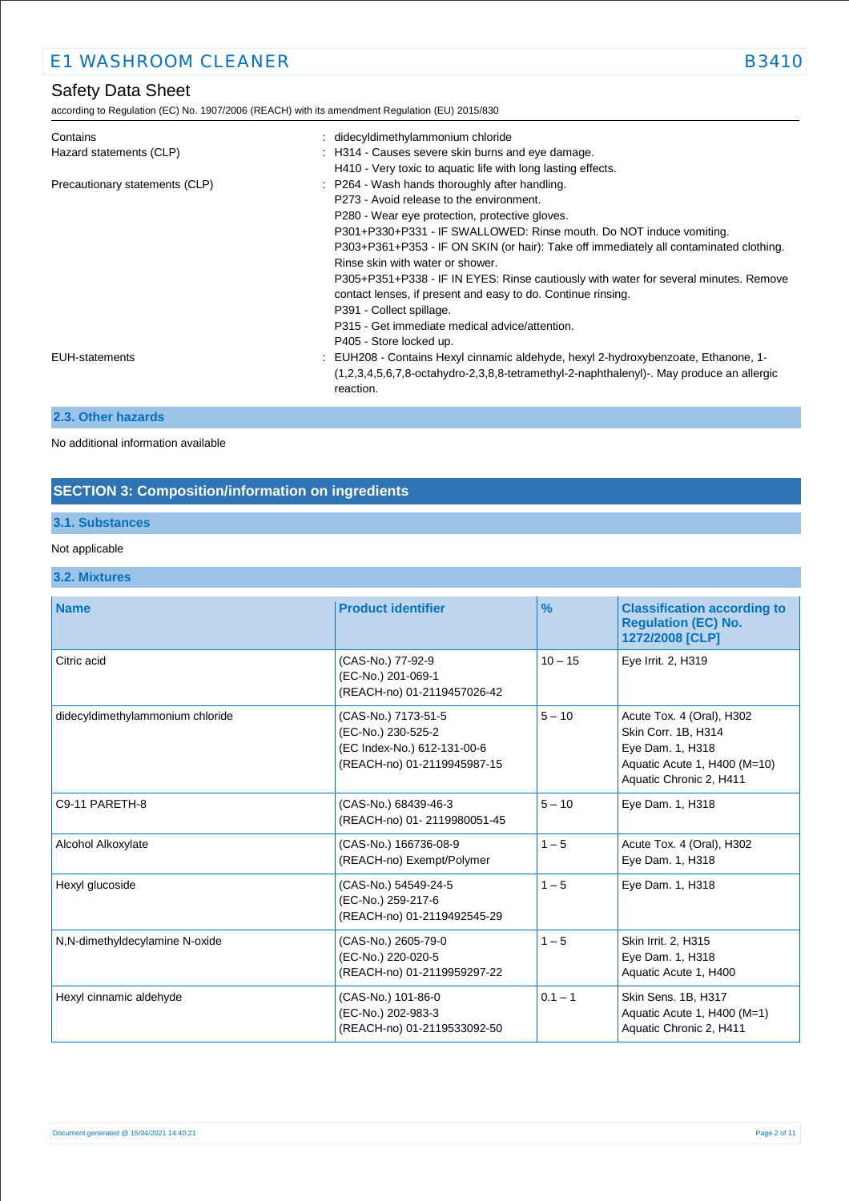| | | |
|---|---|---|
| Contains | : | didecyldimethylammonium chloride |
| Hazard statements (CLP) | : | H314 - Causes severe skin burns and eye damage.<br>H410 - Very toxic to aquatic life with long lasting effects. |
| Precautionary statements (CLP) | : | P264 - Wash hands thoroughly after handling.<br>P273 - Avoid release to the environment.<br>P280 - Wear eye protection, protective gloves.<br>P301+P330+P331 - IF SWALLOWED: Rinse mouth. Do NOT induce vomiting.<br>P303+P361+P353 - IF ON SKIN (or hair): Take off immediately all contaminated clothing. Rinse skin with water or shower.<br>P305+P351+P338 - IF IN EYES: Rinse cautiously with water for several minutes. Remove contact lenses, if present and easy to do. Continue rinsing.<br>P391 - Collect spillage.<br>P315 - Get immediate medical advice/attention.<br>P405 - Store locked up. |
| EUH-statements | : | EUH208 - Contains Hexyl cinnamic aldehyde, hexyl 2-hydroxybenzoate, Ethanone, 1-(1,2,3,4,5,6,7,8-octahydro-2,3,8,8-tetramethyl-2-naphthalenyl)-. May produce an allergic reaction. |

### 2.3. Other hazards

No additional information available

## SECTION 3: Composition/information on ingredients

### 3.1. Substances

Not applicable

### 3.2. Mixtures

| Name | Product identifier | % | Classification according to Regulation (EC) No. 1272/2008 [CLP] |
|---|---|---|---|
| Citric acid | (CAS-No.) 77-92-9<br>(EC-No.) 201-069-1<br>(REACH-no) 01-2119457026-42 | 10 – 15 | Eye Irrit. 2, H319 |
| didecyldimethylammonium chloride | (CAS-No.) 7173-51-5<br>(EC-No.) 230-525-2<br>(EC Index-No.) 612-131-00-6<br>(REACH-no) 01-2119945987-15 | 5 – 10 | Acute Tox. 4 (Oral), H302<br>Skin Corr. 1B, H314<br>Eye Dam. 1, H318<br>Aquatic Acute 1, H400 (M=10)<br>Aquatic Chronic 2, H411 |
| C9-11 PARETH-8 | (CAS-No.) 68439-46-3<br>(REACH-no) 01- 2119980051-45 | 5 – 10 | Eye Dam. 1, H318 |
| Alcohol Alkoxylate | (CAS-No.) 166736-08-9<br>(REACH-no) Exempt/Polymer | 1 – 5 | Acute Tox. 4 (Oral), H302<br>Eye Dam. 1, H318 |
| Hexyl glucoside | (CAS-No.) 54549-24-5<br>(EC-No.) 259-217-6<br>(REACH-no) 01-2119492545-29 | 1 – 5 | Eye Dam. 1, H318 |
| N,N-dimethyldecylamine N-oxide | (CAS-No.) 2605-79-0<br>(EC-No.) 220-020-5<br>(REACH-no) 01-2119959297-22 | 1 – 5 | Skin Irrit. 2, H315<br>Eye Dam. 1, H318<br>Aquatic Acute 1, H400 |
| Hexyl cinnamic aldehyde | (CAS-No.) 101-86-0<br>(EC-No.) 202-983-3<br>(REACH-no) 01-2119533092-50 | 0.1 – 1 | Skin Sens. 1B, H317<br>Aquatic Acute 1, H400 (M=1)<br>Aquatic Chronic 2, H411 |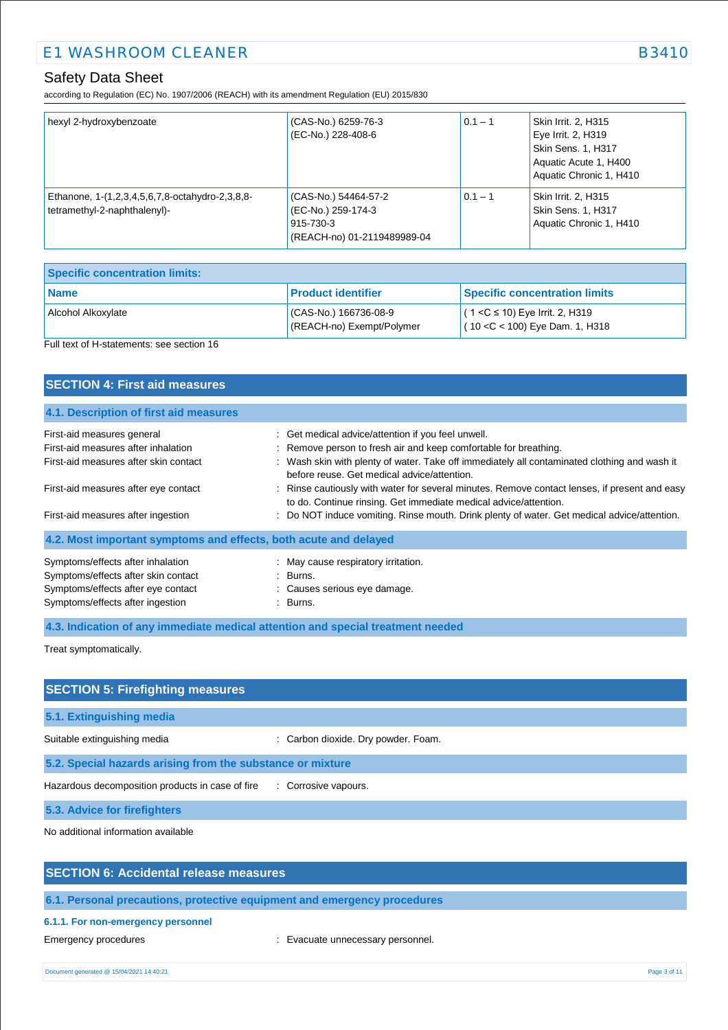| | | | |
|---|---|---|---|
| hexyl 2-hydroxybenzoate | (CAS-No.) 6259-76-3<br>(EC-No.) 228-408-6 | 0.1 – 1 | Skin Irrit. 2, H315<br>Eye Irrit. 2, H319<br>Skin Sens. 1, H317<br>Aquatic Acute 1, H400<br>Aquatic Chronic 1, H410 |
| Ethanone, 1-(1,2,3,4,5,6,7,8-octahydro-2,3,8,8-tetramethyl-2-naphthalenyl)- | (CAS-No.) 54464-57-2<br>(EC-No.) 259-174-3<br>915-730-3<br>(REACH-no) 01-2119489989-04 | 0.1 – 1 | Skin Irrit. 2, H315<br>Skin Sens. 1, H317<br>Aquatic Chronic 1, H410 |

**Specific concentration limits:**

| Name | Product identifier | Specific concentration limits |
|---|---|---|
| Alcohol Alkoxylate | (CAS-No.) 166736-08-9<br>(REACH-no) Exempt/Polymer | ( 1 <C ≤ 10) Eye Irrit. 2, H319<br>( 10 <C < 100) Eye Dam. 1, H318 |

Full text of H-statements: see section 16

## SECTION 4: First aid measures

### 4.1. Description of first aid measures

First-aid measures general : Get medical advice/attention if you feel unwell.

First-aid measures after inhalation : Remove person to fresh air and keep comfortable for breathing.

First-aid measures after skin contact : Wash skin with plenty of water. Take off immediately all contaminated clothing and wash it before reuse. Get medical advice/attention.

First-aid measures after eye contact : Rinse cautiously with water for several minutes. Remove contact lenses, if present and easy to do. Continue rinsing. Get immediate medical advice/attention.

First-aid measures after ingestion : Do NOT induce vomiting. Rinse mouth. Drink plenty of water. Get medical advice/attention.

### 4.2. Most important symptoms and effects, both acute and delayed

Symptoms/effects after inhalation : May cause respiratory irritation.

Symptoms/effects after skin contact : Burns.

Symptoms/effects after eye contact : Causes serious eye damage.

Symptoms/effects after ingestion : Burns.

### 4.3. Indication of any immediate medical attention and special treatment needed

Treat symptomatically.

## SECTION 5: Firefighting measures

### 5.1. Extinguishing media

Suitable extinguishing media : Carbon dioxide. Dry powder. Foam.

### 5.2. Special hazards arising from the substance or mixture

Hazardous decomposition products in case of fire : Corrosive vapours.

### 5.3. Advice for firefighters

No additional information available

## SECTION 6: Accidental release measures

### 6.1. Personal precautions, protective equipment and emergency procedures

#### 6.1.1. For non-emergency personnel

Emergency procedures : Evacuate unnecessary personnel.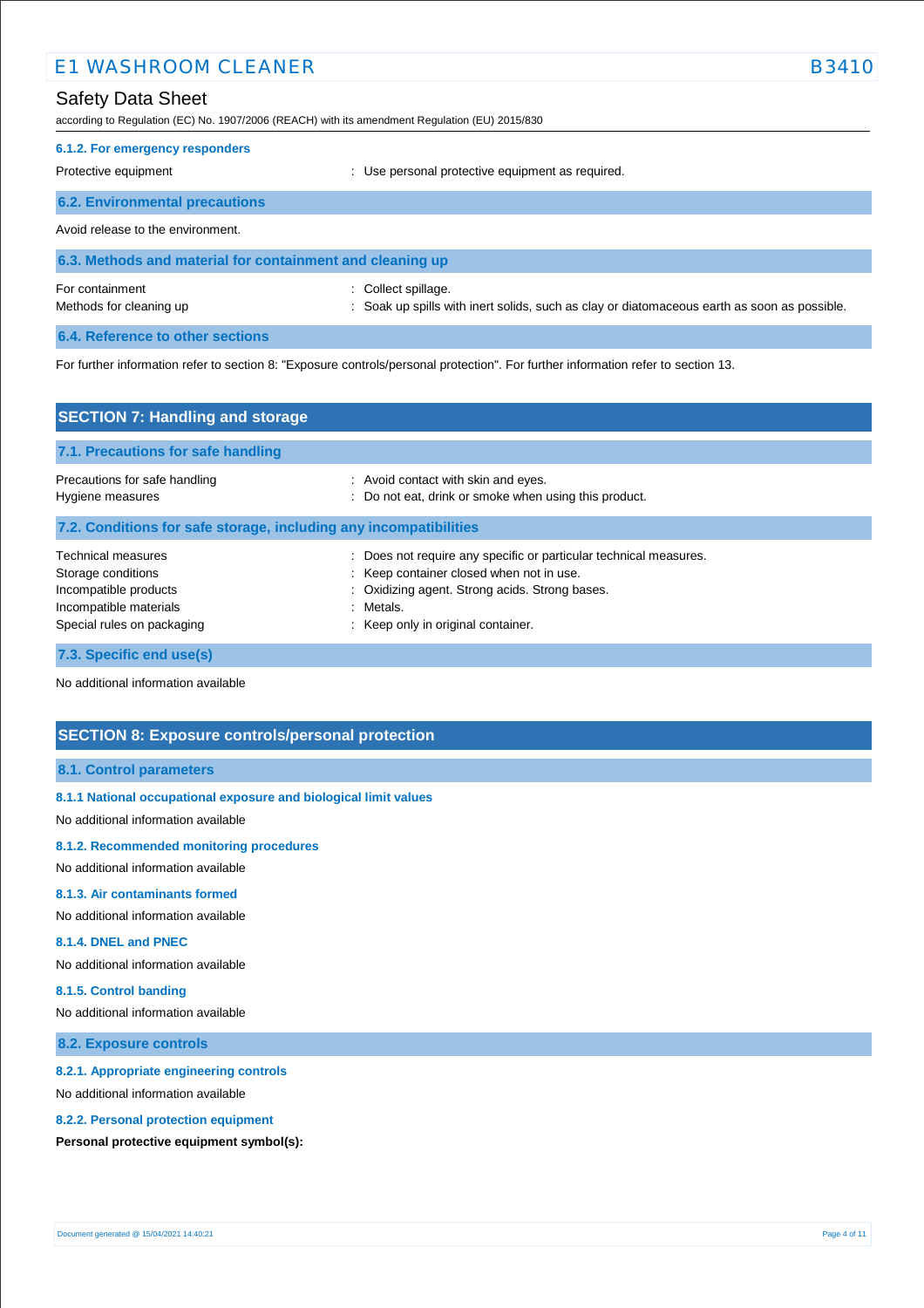#### 6.1.2. For emergency responders

Protective equipment : Use personal protective equipment as required.

### 6.2. Environmental precautions

Avoid release to the environment.

### 6.3. Methods and material for containment and cleaning up

For containment : Collect spillage.

Methods for cleaning up : Soak up spills with inert solids, such as clay or diatomaceous earth as soon as possible.

### 6.4. Reference to other sections

For further information refer to section 8: "Exposure controls/personal protection". For further information refer to section 13.

## SECTION 7: Handling and storage

### 7.1. Precautions for safe handling

Precautions for safe handling : Avoid contact with skin and eyes.

Hygiene measures : Do not eat, drink or smoke when using this product.

### 7.2. Conditions for safe storage, including any incompatibilities

Technical measures : Does not require any specific or particular technical measures.

Storage conditions : Keep container closed when not in use.

Incompatible products : Oxidizing agent. Strong acids. Strong bases.

Incompatible materials : Metals.

Special rules on packaging : Keep only in original container.

### 7.3. Specific end use(s)

No additional information available

## SECTION 8: Exposure controls/personal protection

### 8.1. Control parameters

#### 8.1.1 National occupational exposure and biological limit values

No additional information available

#### 8.1.2. Recommended monitoring procedures

No additional information available

#### 8.1.3. Air contaminants formed

No additional information available

#### 8.1.4. DNEL and PNEC

No additional information available

#### 8.1.5. Control banding

No additional information available

### 8.2. Exposure controls

#### 8.2.1. Appropriate engineering controls

No additional information available

#### 8.2.2. Personal protection equipment

**Personal protective equipment symbol(s):**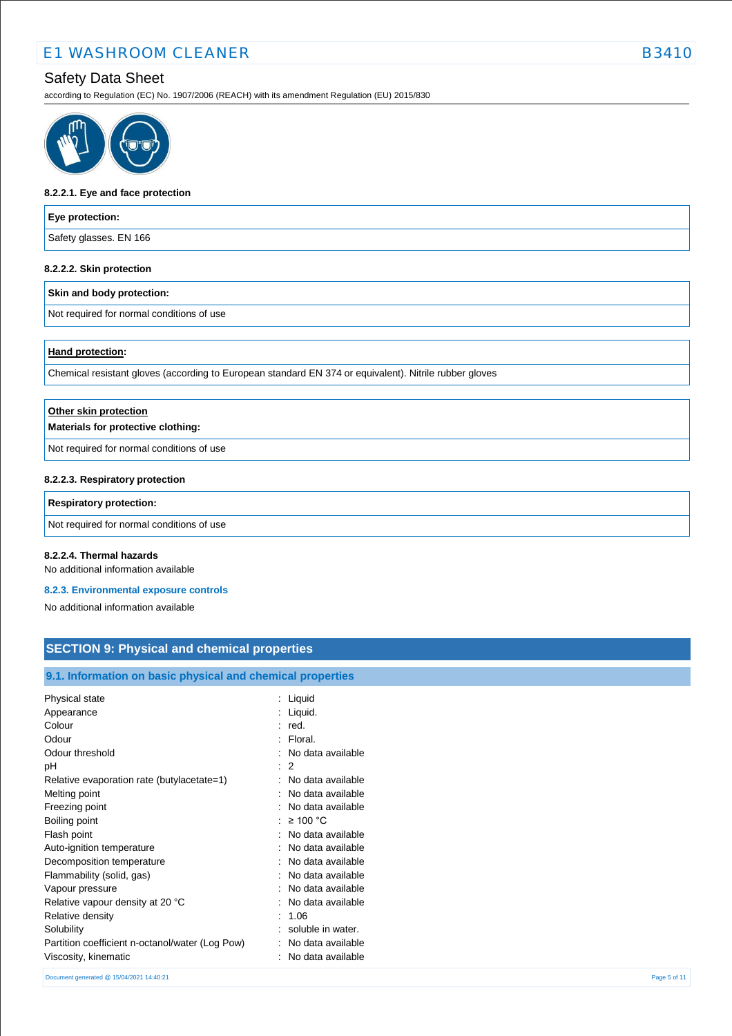#### 8.2.2.1. Eye and face protection

| Eye protection: |
| --- |
| Safety glasses. EN 166 |

#### 8.2.2.2. Skin protection

| Skin and body protection: |
| --- |
| Not required for normal conditions of use |

| Hand protection: |
| --- |
| Chemical resistant gloves (according to European standard EN 374 or equivalent). Nitrile rubber gloves |

| Other skin protection<br>Materials for protective clothing: |
| --- |
| Not required for normal conditions of use |

#### 8.2.2.3. Respiratory protection

| Respiratory protection: |
| --- |
| Not required for normal conditions of use |

#### 8.2.2.4. Thermal hazards

No additional information available

### 8.2.3. Environmental exposure controls

No additional information available

## SECTION 9: Physical and chemical properties

### 9.1. Information on basic physical and chemical properties

| | |
| --- | --- |
| Physical state | : Liquid |
| Appearance | : Liquid. |
| Colour | : red. |
| Odour | : Floral. |
| Odour threshold | : No data available |
| pH | : 2 |
| Relative evaporation rate (butylacetate=1) | : No data available |
| Melting point | : No data available |
| Freezing point | : No data available |
| Boiling point | : ≥ 100 °C |
| Flash point | : No data available |
| Auto-ignition temperature | : No data available |
| Decomposition temperature | : No data available |
| Flammability (solid, gas) | : No data available |
| Vapour pressure | : No data available |
| Relative vapour density at 20 °C | : No data available |
| Relative density | : 1.06 |
| Solubility | : soluble in water. |
| Partition coefficient n-octanol/water (Log Pow) | : No data available |
| Viscosity, kinematic | : No data available |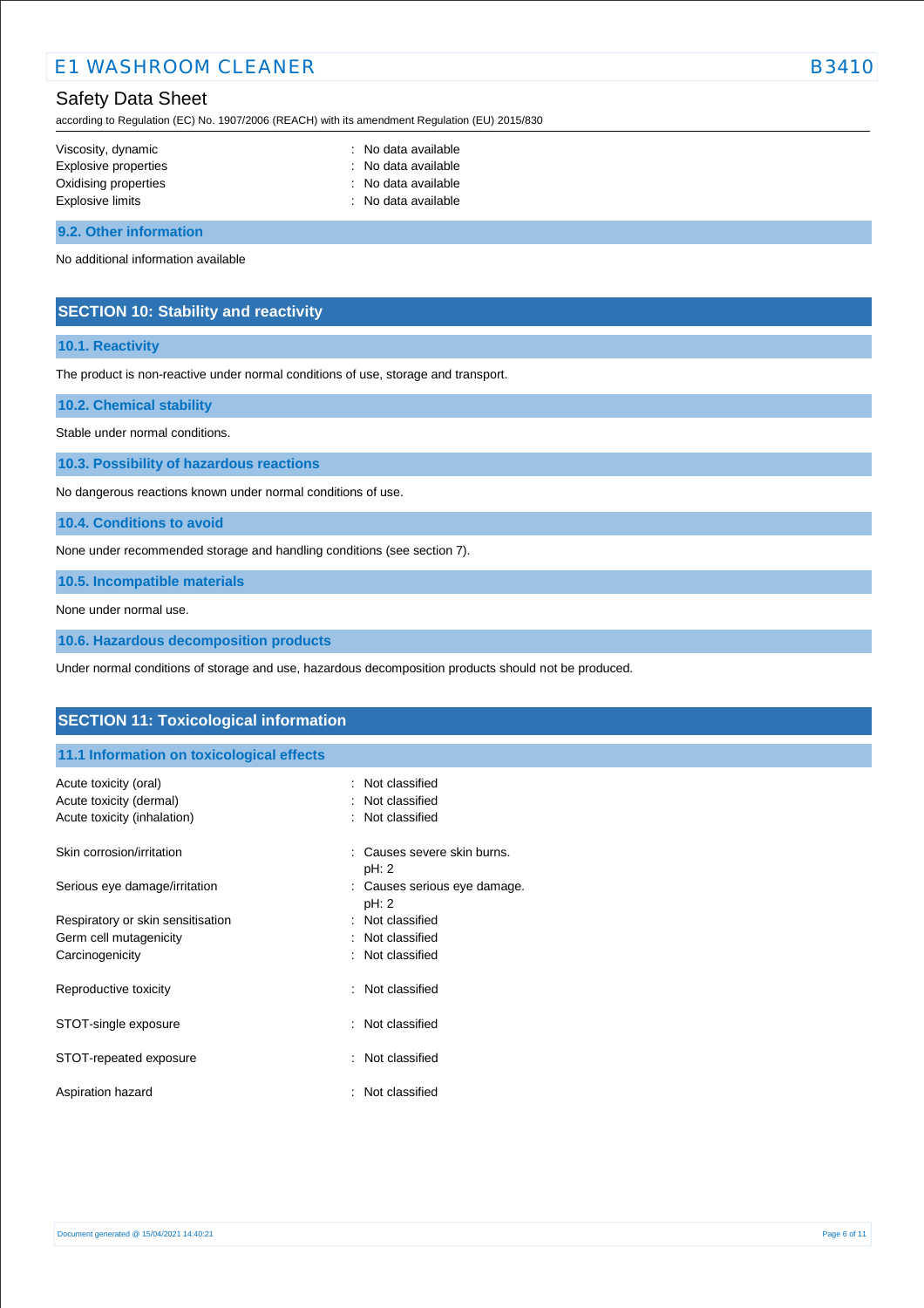| | |
|---|---|
| Viscosity, dynamic | : No data available |
| Explosive properties | : No data available |
| Oxidising properties | : No data available |
| Explosive limits | : No data available |

### 9.2. Other information

No additional information available

## SECTION 10: Stability and reactivity

### 10.1. Reactivity

The product is non-reactive under normal conditions of use, storage and transport.

### 10.2. Chemical stability

Stable under normal conditions.

### 10.3. Possibility of hazardous reactions

No dangerous reactions known under normal conditions of use.

### 10.4. Conditions to avoid

None under recommended storage and handling conditions (see section 7).

### 10.5. Incompatible materials

None under normal use.

### 10.6. Hazardous decomposition products

Under normal conditions of storage and use, hazardous decomposition products should not be produced.

## SECTION 11: Toxicological information

### 11.1 Information on toxicological effects

| | |
|---|---|
| Acute toxicity (oral) | : Not classified |
| Acute toxicity (dermal) | : Not classified |
| Acute toxicity (inhalation) | : Not classified |
| Skin corrosion/irritation | : Causes severe skin burns.<br>pH: 2 |
| Serious eye damage/irritation | : Causes serious eye damage.<br>pH: 2 |
| Respiratory or skin sensitisation | : Not classified |
| Germ cell mutagenicity | : Not classified |
| Carcinogenicity | : Not classified |
| Reproductive toxicity | : Not classified |
| STOT-single exposure | : Not classified |
| STOT-repeated exposure | : Not classified |
| Aspiration hazard | : Not classified |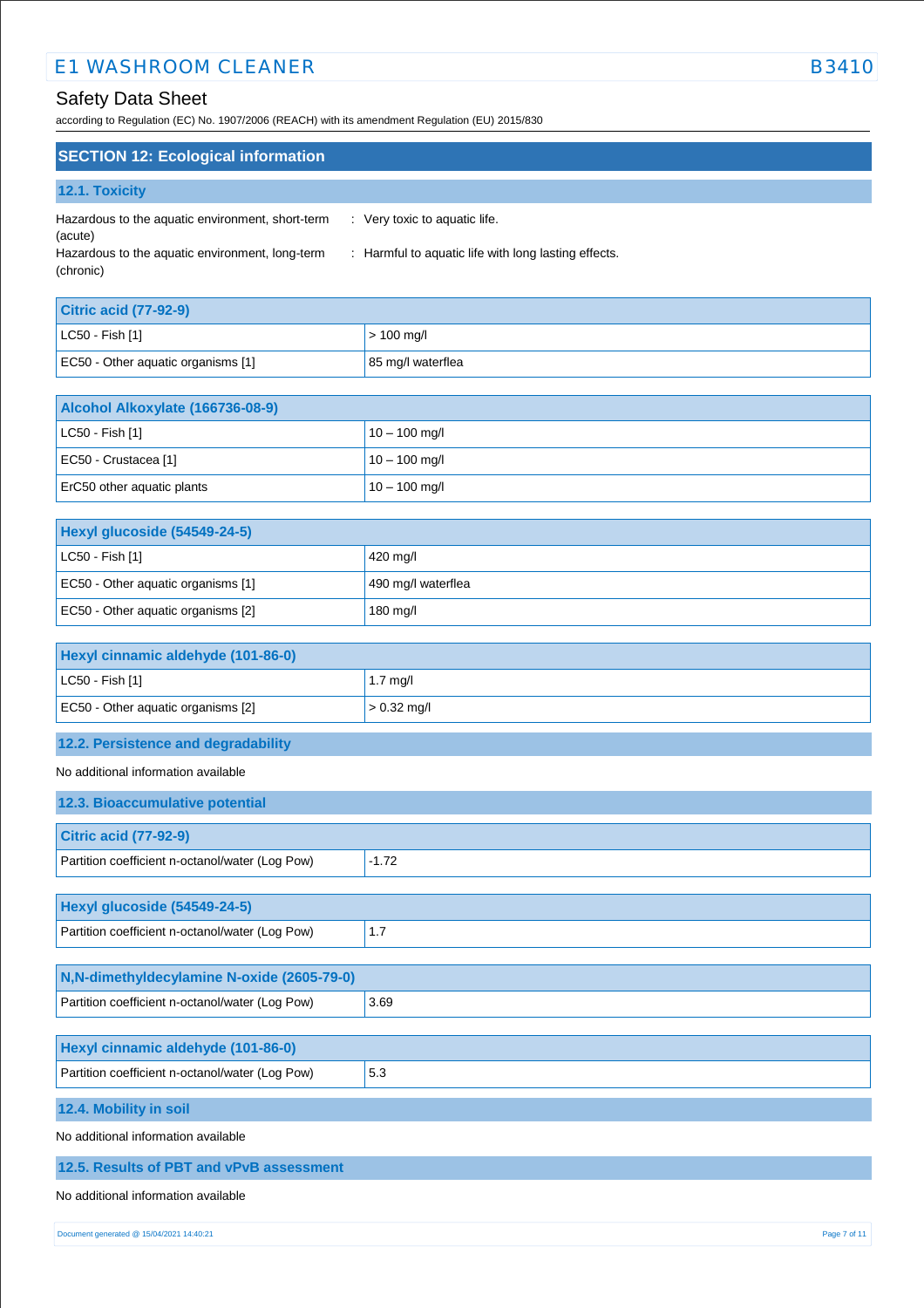## SECTION 12: Ecological information

### 12.1. Toxicity

Hazardous to the aquatic environment, short-term (acute) : Very toxic to aquatic life.

Hazardous to the aquatic environment, long-term (chronic) : Harmful to aquatic life with long lasting effects.

| Citric acid (77-92-9) | |
|---|---|
| LC50 - Fish [1] | > 100 mg/l |
| EC50 - Other aquatic organisms [1] | 85 mg/l waterflea |

| Alcohol Alkoxylate (166736-08-9) | |
|---|---|
| LC50 - Fish [1] | 10 – 100 mg/l |
| EC50 - Crustacea [1] | 10 – 100 mg/l |
| ErC50 other aquatic plants | 10 – 100 mg/l |

| Hexyl glucoside (54549-24-5) | |
|---|---|
| LC50 - Fish [1] | 420 mg/l |
| EC50 - Other aquatic organisms [1] | 490 mg/l waterflea |
| EC50 - Other aquatic organisms [2] | 180 mg/l |

| Hexyl cinnamic aldehyde (101-86-0) | |
|---|---|
| LC50 - Fish [1] | 1.7 mg/l |
| EC50 - Other aquatic organisms [2] | > 0.32 mg/l |

### 12.2. Persistence and degradability

No additional information available

### 12.3. Bioaccumulative potential

| Citric acid (77-92-9) | |
|---|---|
| Partition coefficient n-octanol/water (Log Pow) | -1.72 |

| Hexyl glucoside (54549-24-5) | |
|---|---|
| Partition coefficient n-octanol/water (Log Pow) | 1.7 |

| N,N-dimethyldecylamine N-oxide (2605-79-0) | |
|---|---|
| Partition coefficient n-octanol/water (Log Pow) | 3.69 |

| Hexyl cinnamic aldehyde (101-86-0) | |
|---|---|
| Partition coefficient n-octanol/water (Log Pow) | 5.3 |

### 12.4. Mobility in soil

No additional information available

### 12.5. Results of PBT and vPvB assessment

No additional information available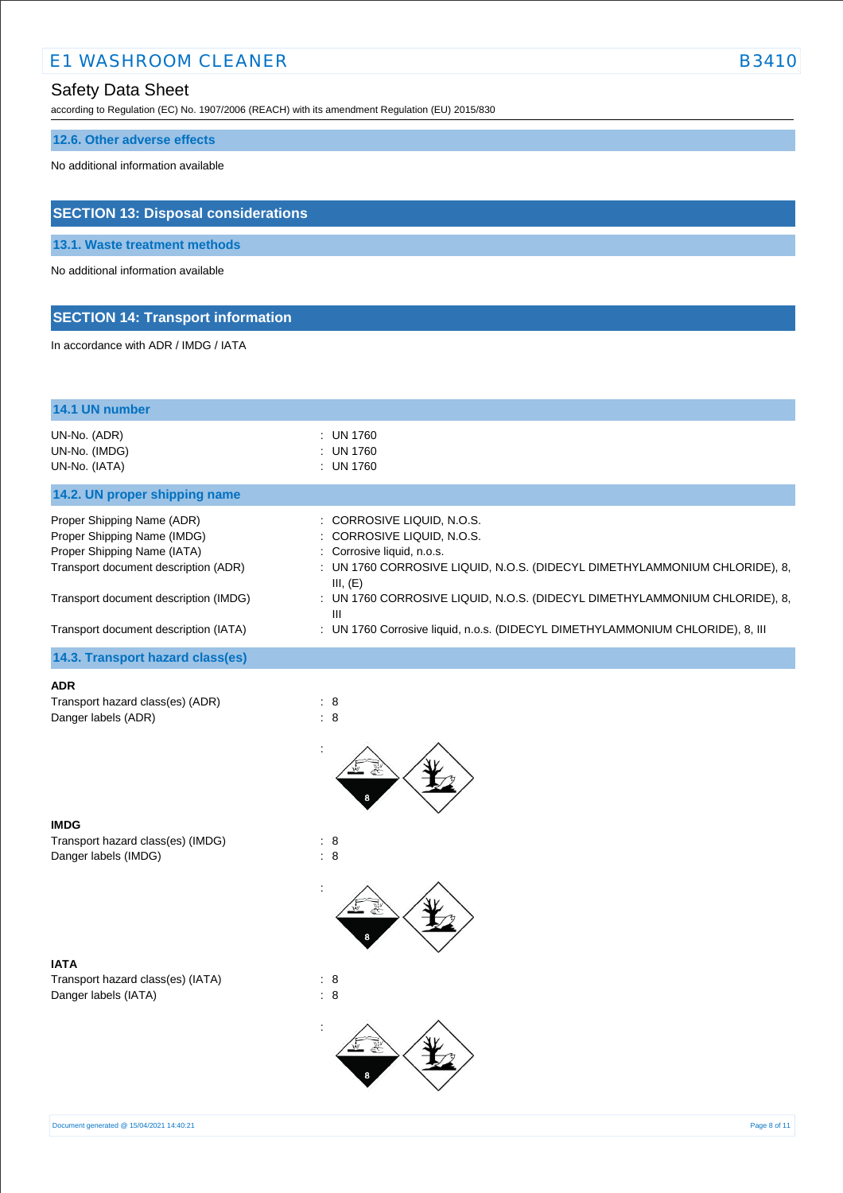### 12.6. Other adverse effects

No additional information available

## SECTION 13: Disposal considerations

### 13.1. Waste treatment methods

No additional information available

## SECTION 14: Transport information

In accordance with ADR / IMDG / IATA

### 14.1 UN number

| | |
|---|---|
| UN-No. (ADR) | : UN 1760 |
| UN-No. (IMDG) | : UN 1760 |
| UN-No. (IATA) | : UN 1760 |

### 14.2. UN proper shipping name

| | |
|---|---|
| Proper Shipping Name (ADR) | : CORROSIVE LIQUID, N.O.S. |
| Proper Shipping Name (IMDG) | : CORROSIVE LIQUID, N.O.S. |
| Proper Shipping Name (IATA) | : Corrosive liquid, n.o.s. |
| Transport document description (ADR) | : UN 1760 CORROSIVE LIQUID, N.O.S. (DIDECYL DIMETHYLAMMONIUM CHLORIDE), 8, III, (E) |
| Transport document description (IMDG) | : UN 1760 CORROSIVE LIQUID, N.O.S. (DIDECYL DIMETHYLAMMONIUM CHLORIDE), 8, III |
| Transport document description (IATA) | : UN 1760 Corrosive liquid, n.o.s. (DIDECYL DIMETHYLAMMONIUM CHLORIDE), 8, III |

### 14.3. Transport hazard class(es)

**ADR**

| | |
|---|---|
| Transport hazard class(es) (ADR) | : 8 |
| Danger labels (ADR) | : 8 |

:

**IMDG**

| | |
|---|---|
| Transport hazard class(es) (IMDG) | : 8 |
| Danger labels (IMDG) | : 8 |

:

**IATA**

| | |
|---|---|
| Transport hazard class(es) (IATA) | : 8 |
| Danger labels (IATA) | : 8 |

: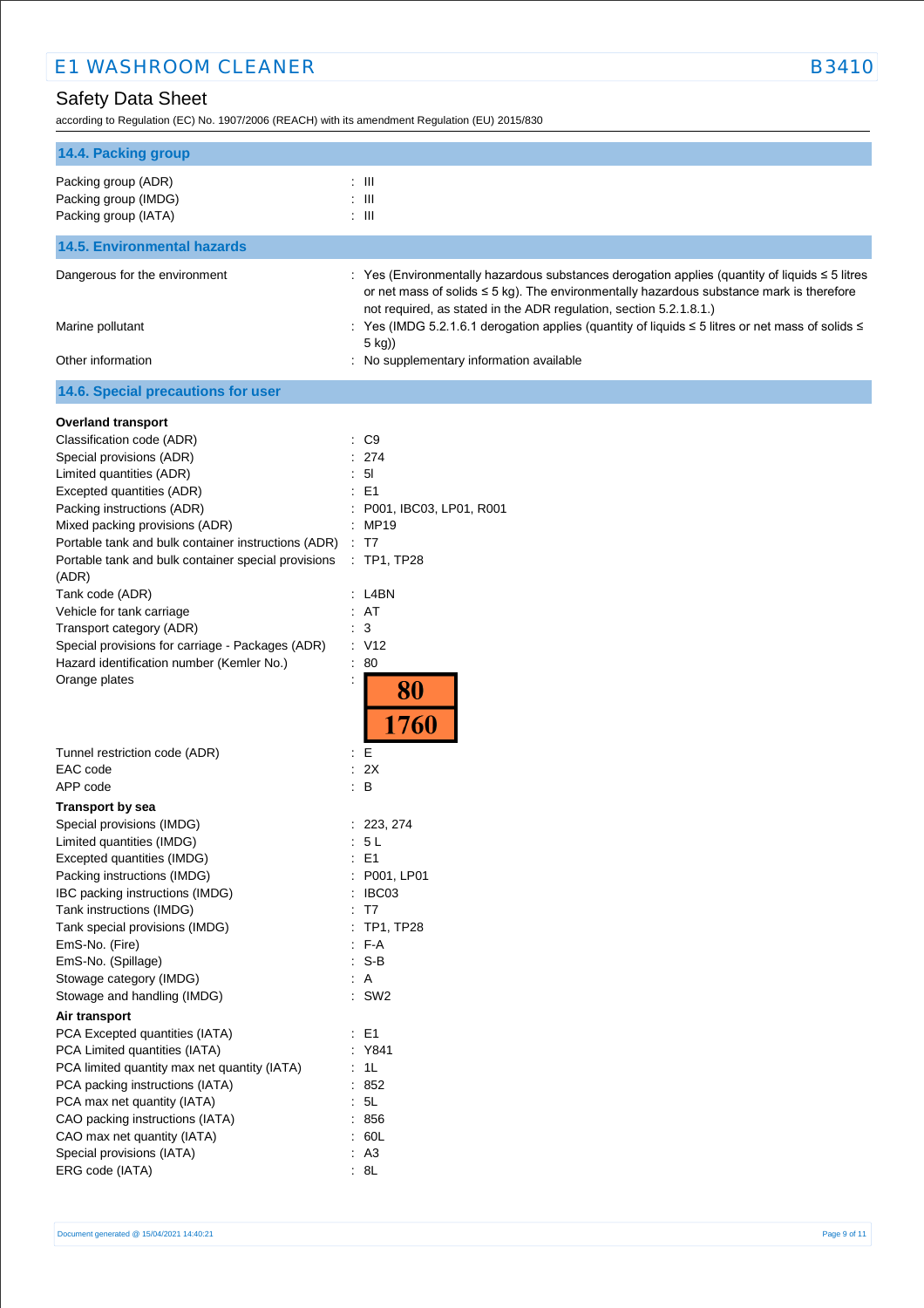### 14.4. Packing group

| | |
|---|---|
| Packing group (ADR) | : III |
| Packing group (IMDG) | : III |
| Packing group (IATA) | : III |

### 14.5. Environmental hazards

| | |
|---|---|
| Dangerous for the environment | : Yes (Environmentally hazardous substances derogation applies (quantity of liquids ≤ 5 litres or net mass of solids ≤ 5 kg). The environmentally hazardous substance mark is therefore not required, as stated in the ADR regulation, section 5.2.1.8.1.) |
| Marine pollutant | : Yes (IMDG 5.2.1.6.1 derogation applies (quantity of liquids ≤ 5 litres or net mass of solids ≤ 5 kg)) |
| Other information | : No supplementary information available |

### 14.6. Special precautions for user

**Overland transport**

| | |
|---|---|
| Classification code (ADR) | : C9 |
| Special provisions (ADR) | : 274 |
| Limited quantities (ADR) | : 5l |
| Excepted quantities (ADR) | : E1 |
| Packing instructions (ADR) | : P001, IBC03, LP01, R001 |
| Mixed packing provisions (ADR) | : MP19 |
| Portable tank and bulk container instructions (ADR) | : T7 |
| Portable tank and bulk container special provisions (ADR) | : TP1, TP28 |
| Tank code (ADR) | : L4BN |
| Vehicle for tank carriage | : AT |
| Transport category (ADR) | : 3 |
| Special provisions for carriage - Packages (ADR) | : V12 |
| Hazard identification number (Kemler No.) | : 80 |
| Orange plates | : 80 / 1760 |
| Tunnel restriction code (ADR) | : E |
| EAC code | : 2X |
| APP code | : B |

**Transport by sea**

| | |
|---|---|
| Special provisions (IMDG) | : 223, 274 |
| Limited quantities (IMDG) | : 5 L |
| Excepted quantities (IMDG) | : E1 |
| Packing instructions (IMDG) | : P001, LP01 |
| IBC packing instructions (IMDG) | : IBC03 |
| Tank instructions (IMDG) | : T7 |
| Tank special provisions (IMDG) | : TP1, TP28 |
| EmS-No. (Fire) | : F-A |
| EmS-No. (Spillage) | : S-B |
| Stowage category (IMDG) | : A |
| Stowage and handling (IMDG) | : SW2 |

**Air transport**

| | |
|---|---|
| PCA Excepted quantities (IATA) | : E1 |
| PCA Limited quantities (IATA) | : Y841 |
| PCA limited quantity max net quantity (IATA) | : 1L |
| PCA packing instructions (IATA) | : 852 |
| PCA max net quantity (IATA) | : 5L |
| CAO packing instructions (IATA) | : 856 |
| CAO max net quantity (IATA) | : 60L |
| Special provisions (IATA) | : A3 |
| ERG code (IATA) | : 8L |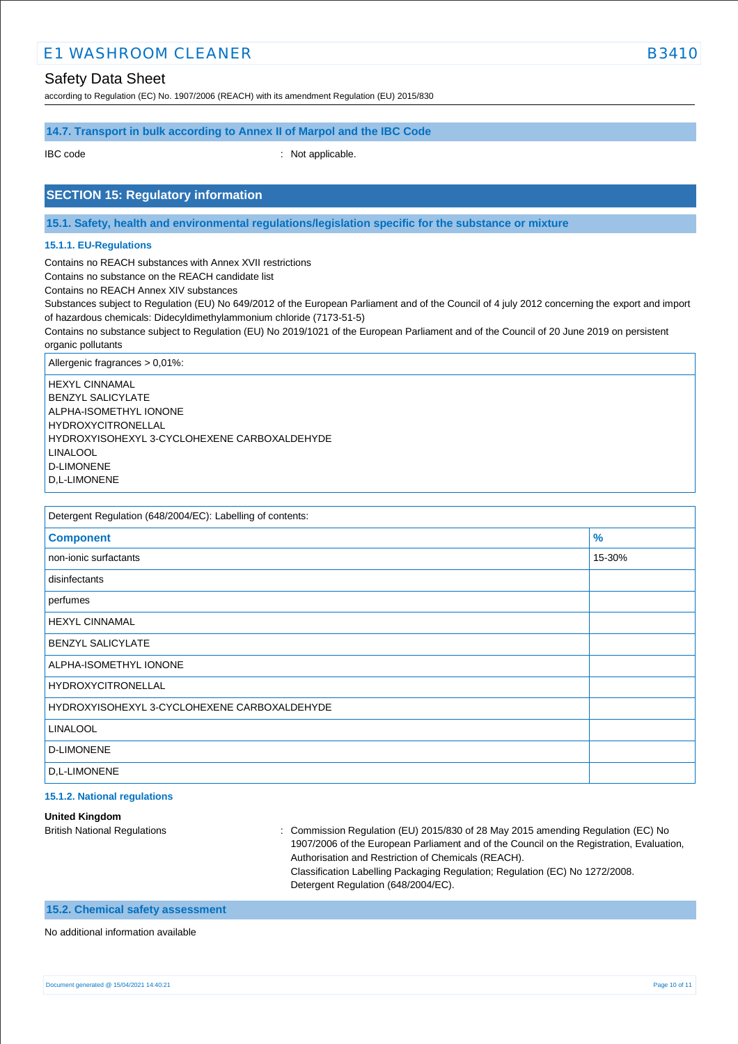### 14.7. Transport in bulk according to Annex II of Marpol and the IBC Code

IBC code : Not applicable.

## SECTION 15: Regulatory information

### 15.1. Safety, health and environmental regulations/legislation specific for the substance or mixture

#### 15.1.1. EU-Regulations

Contains no REACH substances with Annex XVII restrictions
Contains no substance on the REACH candidate list
Contains no REACH Annex XIV substances
Substances subject to Regulation (EU) No 649/2012 of the European Parliament and of the Council of 4 july 2012 concerning the export and import of hazardous chemicals: Didecyldimethylammonium chloride (7173-51-5)
Contains no substance subject to Regulation (EU) No 2019/1021 of the European Parliament and of the Council of 20 June 2019 on persistent organic pollutants

| Allergenic fragrances > 0,01%: |
|---|
| HEXYL CINNAMAL<br>BENZYL SALICYLATE<br>ALPHA-ISOMETHYL IONONE<br>HYDROXYCITRONELLAL<br>HYDROXYISOHEXYL 3-CYCLOHEXENE CARBOXALDEHYDE<br>LINALOOL<br>D-LIMONENE<br>D,L-LIMONENE |

Detergent Regulation (648/2004/EC): Labelling of contents:

| Component | % |
|---|---|
| non-ionic surfactants | 15-30% |
| disinfectants | |
| perfumes | |
| HEXYL CINNAMAL | |
| BENZYL SALICYLATE | |
| ALPHA-ISOMETHYL IONONE | |
| HYDROXYCITRONELLAL | |
| HYDROXYISOHEXYL 3-CYCLOHEXENE CARBOXALDEHYDE | |
| LINALOOL | |
| D-LIMONENE | |
| D,L-LIMONENE | |

#### 15.1.2. National regulations

**United Kingdom**

British National Regulations : Commission Regulation (EU) 2015/830 of 28 May 2015 amending Regulation (EC) No 1907/2006 of the European Parliament and of the Council on the Registration, Evaluation, Authorisation and Restriction of Chemicals (REACH).
Classification Labelling Packaging Regulation; Regulation (EC) No 1272/2008.
Detergent Regulation (648/2004/EC).

### 15.2. Chemical safety assessment

No additional information available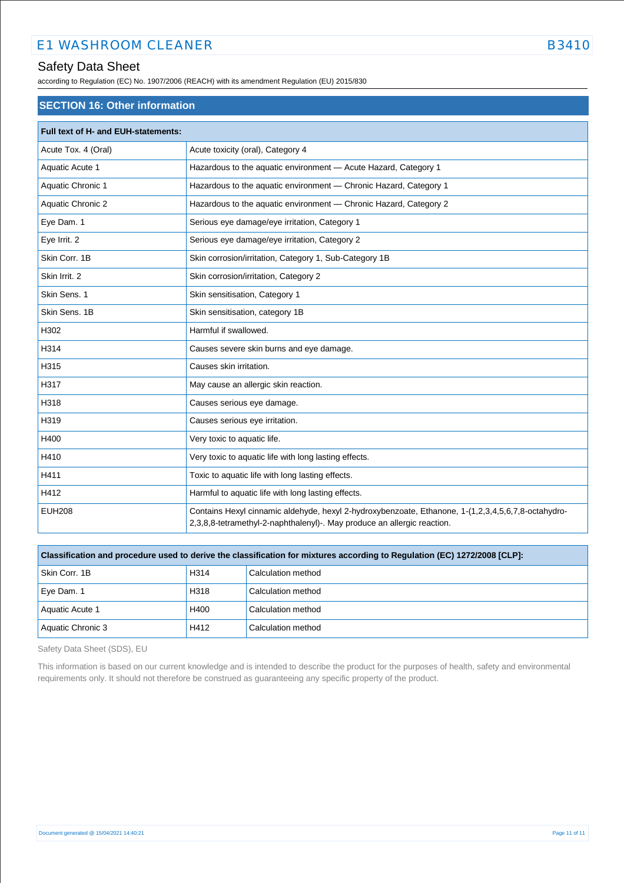## SECTION 16: Other information

| Full text of H- and EUH-statements: | |
|---|---|
| Acute Tox. 4 (Oral) | Acute toxicity (oral), Category 4 |
| Aquatic Acute 1 | Hazardous to the aquatic environment — Acute Hazard, Category 1 |
| Aquatic Chronic 1 | Hazardous to the aquatic environment — Chronic Hazard, Category 1 |
| Aquatic Chronic 2 | Hazardous to the aquatic environment — Chronic Hazard, Category 2 |
| Eye Dam. 1 | Serious eye damage/eye irritation, Category 1 |
| Eye Irrit. 2 | Serious eye damage/eye irritation, Category 2 |
| Skin Corr. 1B | Skin corrosion/irritation, Category 1, Sub-Category 1B |
| Skin Irrit. 2 | Skin corrosion/irritation, Category 2 |
| Skin Sens. 1 | Skin sensitisation, Category 1 |
| Skin Sens. 1B | Skin sensitisation, category 1B |
| H302 | Harmful if swallowed. |
| H314 | Causes severe skin burns and eye damage. |
| H315 | Causes skin irritation. |
| H317 | May cause an allergic skin reaction. |
| H318 | Causes serious eye damage. |
| H319 | Causes serious eye irritation. |
| H400 | Very toxic to aquatic life. |
| H410 | Very toxic to aquatic life with long lasting effects. |
| H411 | Toxic to aquatic life with long lasting effects. |
| H412 | Harmful to aquatic life with long lasting effects. |
| EUH208 | Contains Hexyl cinnamic aldehyde, hexyl 2-hydroxybenzoate, Ethanone, 1-(1,2,3,4,5,6,7,8-octahydro-2,3,8,8-tetramethyl-2-naphthalenyl)-. May produce an allergic reaction. |

| Classification and procedure used to derive the classification for mixtures according to Regulation (EC) 1272/2008 [CLP]: | | |
|---|---|---|
| Skin Corr. 1B | H314 | Calculation method |
| Eye Dam. 1 | H318 | Calculation method |
| Aquatic Acute 1 | H400 | Calculation method |
| Aquatic Chronic 3 | H412 | Calculation method |

Safety Data Sheet (SDS), EU

This information is based on our current knowledge and is intended to describe the product for the purposes of health, safety and environmental requirements only. It should not therefore be construed as guaranteeing any specific property of the product.